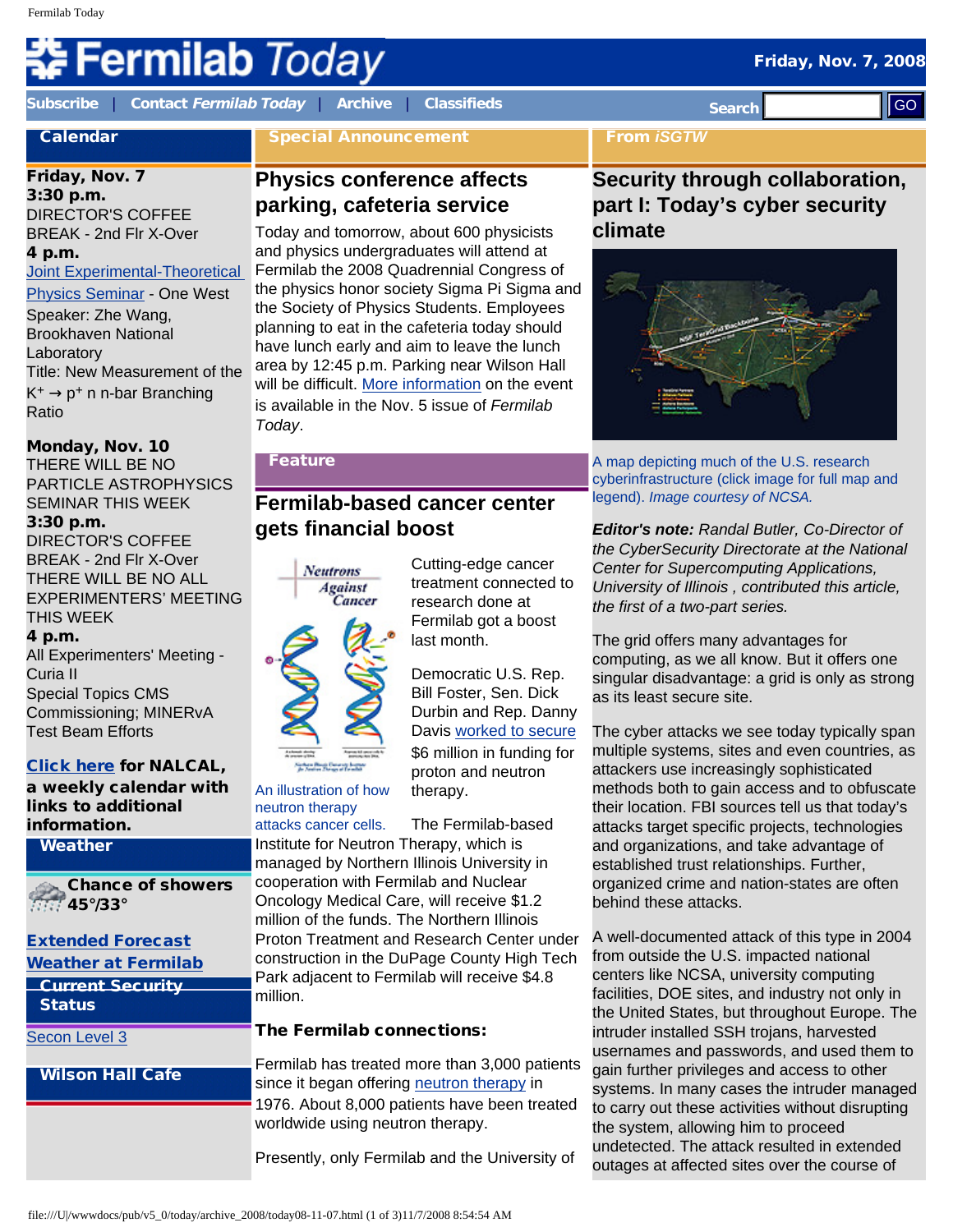# Fermilab Today

Friday, Nov. 7, 2008

Subscribe | Contact *Fermilab Today* | Archive | Classifieds

Search GO

## Calendar

**Friday, Nov. 7**
**3:30 p.m.**
DIRECTOR'S COFFEE BREAK - 2nd Flr X-Over
**4 p.m.**
Joint Experimental-Theoretical Physics Seminar - One West
Speaker: Zhe Wang, Brookhaven National Laboratory
Title: New Measurement of the $K^+ \rightarrow p^+$ n n-bar Branching Ratio

**Monday, Nov. 10**
THERE WILL BE NO PARTICLE ASTROPHYSICS SEMINAR THIS WEEK
**3:30 p.m.**
DIRECTOR'S COFFEE BREAK - 2nd Flr X-Over
THERE WILL BE NO ALL EXPERIMENTERS' MEETING THIS WEEK
**4 p.m.**
All Experimenters' Meeting - Curia II
Special Topics CMS Commissioning; MINERvA Test Beam Efforts

**Click here for NALCAL, a weekly calendar with links to additional information.**

## Weather

**Chance of showers**
**45°/33°**

**Extended Forecast**
**Weather at Fermilab**

## Current Security Status

Secon Level 3

## Wilson Hall Cafe

## Special Announcement

### Physics conference affects parking, cafeteria service

Today and tomorrow, about 600 physicists and physics undergraduates will attend at Fermilab the 2008 Quadrennial Congress of the physics honor society Sigma Pi Sigma and the Society of Physics Students. Employees planning to eat in the cafeteria today should have lunch early and aim to leave the lunch area by 12:45 p.m. Parking near Wilson Hall will be difficult. More information on the event is available in the Nov. 5 issue of *Fermilab Today*.

## Feature

### Fermilab-based cancer center gets financial boost

An illustration of how neutron therapy attacks cancer cells.

Cutting-edge cancer treatment connected to research done at Fermilab got a boost last month.

Democratic U.S. Rep. Bill Foster, Sen. Dick Durbin and Rep. Danny Davis worked to secure $6 million in funding for proton and neutron therapy.

The Fermilab-based Institute for Neutron Therapy, which is managed by Northern Illinois University in cooperation with Fermilab and Nuclear Oncology Medical Care, will receive $1.2 million of the funds. The Northern Illinois Proton Treatment and Research Center under construction in the DuPage County High Tech Park adjacent to Fermilab will receive $4.8 million.

**The Fermilab connections:**

Fermilab has treated more than 3,000 patients since it began offering neutron therapy in 1976. About 8,000 patients have been treated worldwide using neutron therapy.

Presently, only Fermilab and the University of

## From *iSGTW*

### Security through collaboration, part I: Today's cyber security climate

A map depicting much of the U.S. research cyberinfrastructure (click image for full map and legend). *Image courtesy of NCSA.*

***Editor's note:** Randal Butler, Co-Director of the CyberSecurity Directorate at the National Center for Supercomputing Applications, University of Illinois , contributed this article, the first of a two-part series.*

The grid offers many advantages for computing, as we all know. But it offers one singular disadvantage: a grid is only as strong as its least secure site.

The cyber attacks we see today typically span multiple systems, sites and even countries, as attackers use increasingly sophisticated methods both to gain access and to obfuscate their location. FBI sources tell us that today's attacks target specific projects, technologies and organizations, and take advantage of established trust relationships. Further, organized crime and nation-states are often behind these attacks.

A well-documented attack of this type in 2004 from outside the U.S. impacted national centers like NCSA, university computing facilities, DOE sites, and industry not only in the United States, but throughout Europe. The intruder installed SSH trojans, harvested usernames and passwords, and used them to gain further privileges and access to other systems. In many cases the intruder managed to carry out these activities without disrupting the system, allowing him to proceed undetected. The attack resulted in extended outages at affected sites over the course of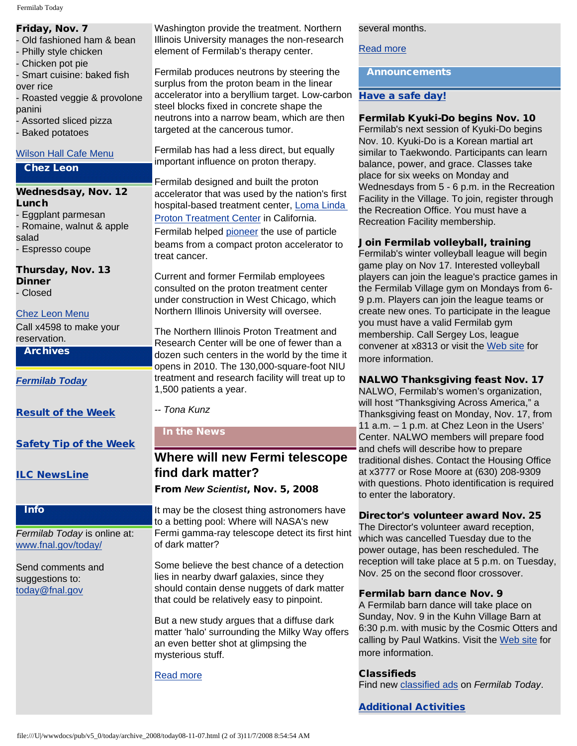**Friday, Nov. 7**
- Old fashioned ham & bean
- Philly style chicken
- Chicken pot pie
- Smart cuisine: baked fish over rice
- Roasted veggie & provolone panini
- Assorted sliced pizza
- Baked potatoes

[Wilson Hall Cafe Menu]

## Chez Leon

**Wednesdsay, Nov. 12**
**Lunch**
- Eggplant parmesan
- Romaine, walnut & apple salad
- Espresso coupe

**Thursday, Nov. 13**
**Dinner**
- Closed

[Chez Leon Menu]
Call x4598 to make your reservation.

## Archives

***Fermilab Today***

**Result of the Week**

**Safety Tip of the Week**

**ILC NewsLine**

## Info

*Fermilab Today* is online at: www.fnal.gov/today/

Send comments and suggestions to: today@fnal.gov

Washington provide the treatment. Northern Illinois University manages the non-research element of Fermilab's therapy center.

Fermilab produces neutrons by steering the surplus from the proton beam in the linear accelerator into a beryllium target. Low-carbon steel blocks fixed in concrete shape the neutrons into a narrow beam, which are then targeted at the cancerous tumor.

Fermilab has had a less direct, but equally important influence on proton therapy.

Fermilab designed and built the proton accelerator that was used by the nation's first hospital-based treatment center, Loma Linda Proton Treatment Center in California. Fermilab helped pioneer the use of particle beams from a compact proton accelerator to treat cancer.

Current and former Fermilab employees consulted on the proton treatment center under construction in West Chicago, which Northern Illinois University will oversee.

The Northern Illinois Proton Treatment and Research Center will be one of fewer than a dozen such centers in the world by the time it opens in 2010. The 130,000-square-foot NIU treatment and research facility will treat up to 1,500 patients a year.

*-- Tona Kunz*

## In the News

### Where will new Fermi telescope find dark matter?

**From *New Scientist*, Nov. 5, 2008**

It may be the closest thing astronomers have to a betting pool: Where will NASA's new Fermi gamma-ray telescope detect its first hint of dark matter?

Some believe the best chance of a detection lies in nearby dwarf galaxies, since they should contain dense nuggets of dark matter that could be relatively easy to pinpoint.

But a new study argues that a diffuse dark matter 'halo' surrounding the Milky Way offers an even better shot at glimpsing the mysterious stuff.

[Read more]

several months.

[Read more]

## Announcements

**Have a safe day!**

**Fermilab Kyuki-Do begins Nov. 10**
Fermilab's next session of Kyuki-Do begins Nov. 10. Kyuki-Do is a Korean martial art similar to Taekwondo. Participants can learn balance, power, and grace. Classes take place for six weeks on Monday and Wednesdays from 5 - 6 p.m. in the Recreation Facility in the Village. To join, register through the Recreation Office. You must have a Recreation Facility membership.

**Join Fermilab volleyball, training**
Fermilab's winter volleyball league will begin game play on Nov 17. Interested volleyball players can join the league's practice games in the Fermilab Village gym on Mondays from 6-9 p.m. Players can join the league teams or create new ones. To participate in the league you must have a valid Fermilab gym membership. Call Sergey Los, league convener at x8313 or visit the Web site for more information.

**NALWO Thanksgiving feast Nov. 17**
NALWO, Fermilab's women's organization, will host "Thanksgiving Across America," a Thanksgiving feast on Monday, Nov. 17, from 11 a.m. – 1 p.m. at Chez Leon in the Users' Center. NALWO members will prepare food and chefs will describe how to prepare traditional dishes. Contact the Housing Office at x3777 or Rose Moore at (630) 208-9309 with questions. Photo identification is required to enter the laboratory.

**Director's volunteer award Nov. 25**
The Director's volunteer award reception, which was cancelled Tuesday due to the power outage, has been rescheduled. The reception will take place at 5 p.m. on Tuesday, Nov. 25 on the second floor crossover.

**Fermilab barn dance Nov. 9**
A Fermilab barn dance will take place on Sunday, Nov. 9 in the Kuhn Village Barn at 6:30 p.m. with music by the Cosmic Otters and calling by Paul Watkins. Visit the Web site for more information.

**Classifieds**
Find new classified ads on *Fermilab Today*.

**Additional Activities**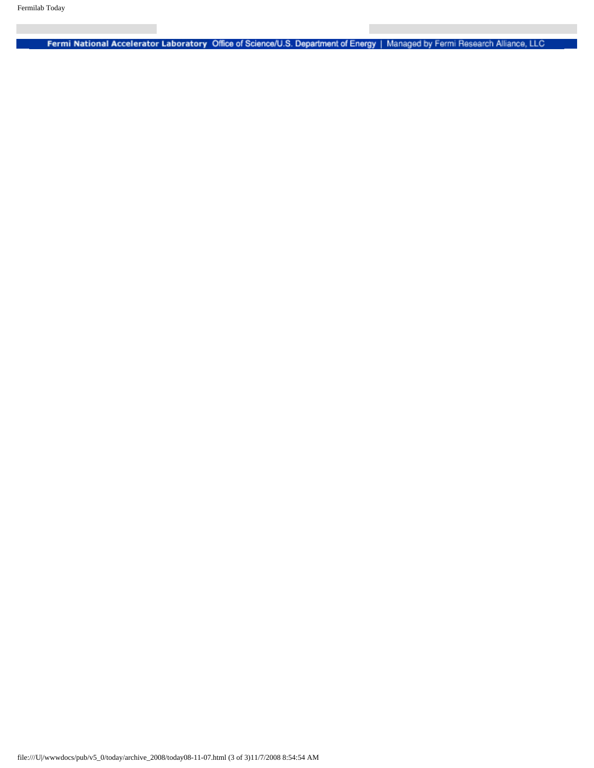Fermi National Accelerator Laboratory Office of Science/U.S. Department of Energy | Managed by Fermi Research Alliance, LLC